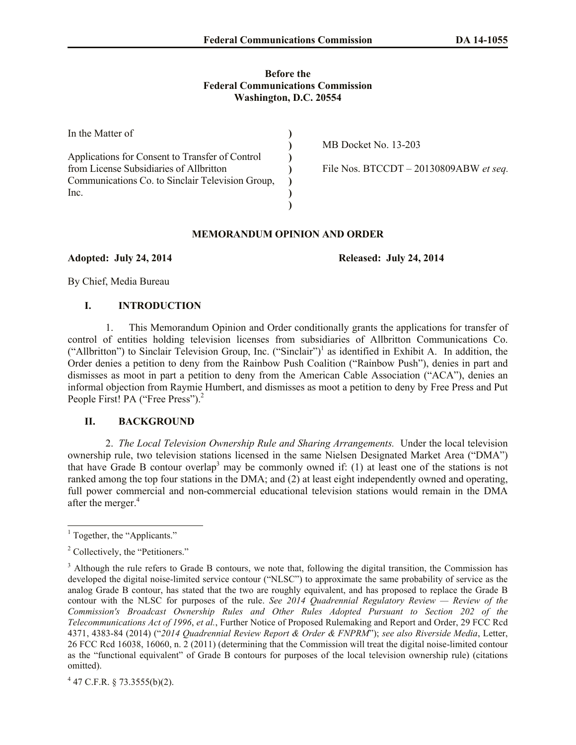**Before the**
**Federal Communications Commission**
**Washington, D.C. 20554**

| | | |
|---|---|---|
| In the Matter of | ) | |
| | ) | MB Docket No. 13-203 |
| Applications for Consent to Transfer of Control | ) | |
| from License Subsidiaries of Allbritton | ) | File Nos. BTCCDT – 20130809ABW *et seq.* |
| Communications Co. to Sinclair Television Group, | ) | |
| Inc. | ) | |
| | ) | |

**MEMORANDUM OPINION AND ORDER**

**Adopted: July 24, 2014** **Released: July 24, 2014**

By Chief, Media Bureau

## I. INTRODUCTION

1. This Memorandum Opinion and Order conditionally grants the applications for transfer of control of entities holding television licenses from subsidiaries of Allbritton Communications Co. ("Allbritton") to Sinclair Television Group, Inc. ("Sinclair")[1] as identified in Exhibit A. In addition, the Order denies a petition to deny from the Rainbow Push Coalition ("Rainbow Push"), denies in part and dismisses as moot in part a petition to deny from the American Cable Association ("ACA"), denies an informal objection from Raymie Humbert, and dismisses as moot a petition to deny by Free Press and Put People First! PA ("Free Press").[2]

## II. BACKGROUND

2. *The Local Television Ownership Rule and Sharing Arrangements.* Under the local television ownership rule, two television stations licensed in the same Nielsen Designated Market Area ("DMA") that have Grade B contour overlap[3] may be commonly owned if: (1) at least one of the stations is not ranked among the top four stations in the DMA; and (2) at least eight independently owned and operating, full power commercial and non-commercial educational television stations would remain in the DMA after the merger.[4]

---

[1] Together, the "Applicants."

[2] Collectively, the "Petitioners."

[3] Although the rule refers to Grade B contours, we note that, following the digital transition, the Commission has developed the digital noise-limited service contour ("NLSC") to approximate the same probability of service as the analog Grade B contour, has stated that the two are roughly equivalent, and has proposed to replace the Grade B contour with the NLSC for purposes of the rule. *See 2014 Quadrennial Regulatory Review — Review of the Commission's Broadcast Ownership Rules and Other Rules Adopted Pursuant to Section 202 of the Telecommunications Act of 1996*, *et al.*, Further Notice of Proposed Rulemaking and Report and Order, 29 FCC Rcd 4371, 4383-84 (2014) ("*2014 Quadrennial Review Report & Order & FNPRM*"); *see also Riverside Media*, Letter, 26 FCC Rcd 16038, 16060, n. 2 (2011) (determining that the Commission will treat the digital noise-limited contour as the "functional equivalent" of Grade B contours for purposes of the local television ownership rule) (citations omitted).

[4] 47 C.F.R. § 73.3555(b)(2).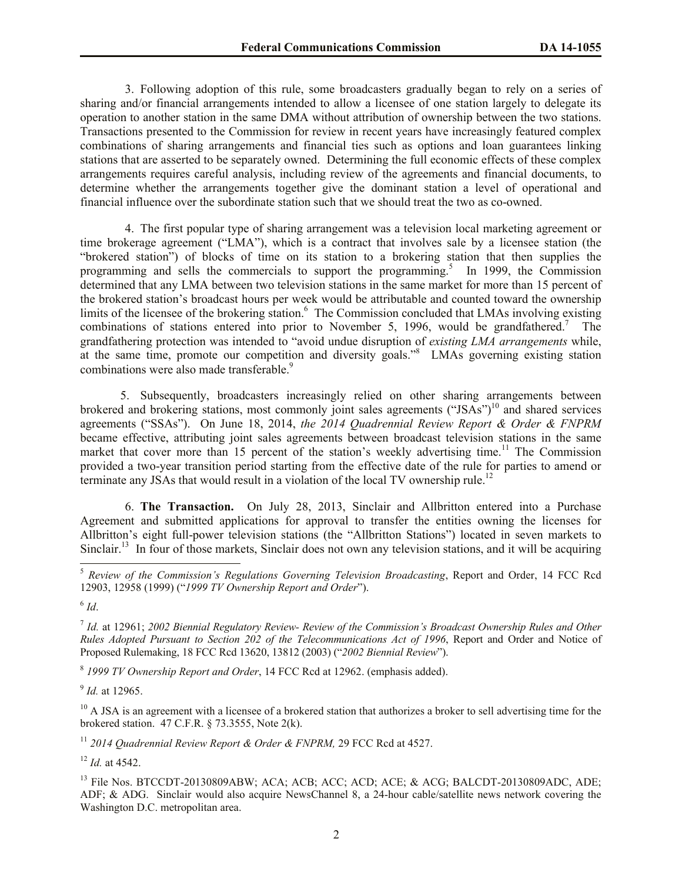3. Following adoption of this rule, some broadcasters gradually began to rely on a series of sharing and/or financial arrangements intended to allow a licensee of one station largely to delegate its operation to another station in the same DMA without attribution of ownership between the two stations. Transactions presented to the Commission for review in recent years have increasingly featured complex combinations of sharing arrangements and financial ties such as options and loan guarantees linking stations that are asserted to be separately owned. Determining the full economic effects of these complex arrangements requires careful analysis, including review of the agreements and financial documents, to determine whether the arrangements together give the dominant station a level of operational and financial influence over the subordinate station such that we should treat the two as co-owned.

4. The first popular type of sharing arrangement was a television local marketing agreement or time brokerage agreement ("LMA"), which is a contract that involves sale by a licensee station (the "brokered station") of blocks of time on its station to a brokering station that then supplies the programming and sells the commercials to support the programming.[5] In 1999, the Commission determined that any LMA between two television stations in the same market for more than 15 percent of the brokered station's broadcast hours per week would be attributable and counted toward the ownership limits of the licensee of the brokering station.[6] The Commission concluded that LMAs involving existing combinations of stations entered into prior to November 5, 1996, would be grandfathered.[7] The grandfathering protection was intended to "avoid undue disruption of *existing LMA arrangements* while, at the same time, promote our competition and diversity goals."[8] LMAs governing existing station combinations were also made transferable.[9]

5. Subsequently, broadcasters increasingly relied on other sharing arrangements between brokered and brokering stations, most commonly joint sales agreements ("JSAs")[10] and shared services agreements ("SSAs"). On June 18, 2014, *the 2014 Quadrennial Review Report & Order & FNPRM* became effective, attributing joint sales agreements between broadcast television stations in the same market that cover more than 15 percent of the station's weekly advertising time.[11] The Commission provided a two-year transition period starting from the effective date of the rule for parties to amend or terminate any JSAs that would result in a violation of the local TV ownership rule.[12]

6. **The Transaction.** On July 28, 2013, Sinclair and Allbritton entered into a Purchase Agreement and submitted applications for approval to transfer the entities owning the licenses for Allbritton's eight full-power television stations (the "Allbritton Stations") located in seven markets to Sinclair.[13] In four of those markets, Sinclair does not own any television stations, and it will be acquiring

---

[5] *Review of the Commission's Regulations Governing Television Broadcasting*, Report and Order, 14 FCC Rcd 12903, 12958 (1999) ("*1999 TV Ownership Report and Order*").

[6] *Id*.

[7] *Id.* at 12961; *2002 Biennial Regulatory Review- Review of the Commission's Broadcast Ownership Rules and Other Rules Adopted Pursuant to Section 202 of the Telecommunications Act of 1996*, Report and Order and Notice of Proposed Rulemaking, 18 FCC Rcd 13620, 13812 (2003) ("*2002 Biennial Review*").

[8] *1999 TV Ownership Report and Order*, 14 FCC Rcd at 12962. (emphasis added).

[9] *Id.* at 12965.

[10] A JSA is an agreement with a licensee of a brokered station that authorizes a broker to sell advertising time for the brokered station. 47 C.F.R. § 73.3555, Note 2(k).

[11] *2014 Quadrennial Review Report & Order & FNPRM,* 29 FCC Rcd at 4527.

[12] *Id.* at 4542.

[13] File Nos. BTCCDT-20130809ABW; ACA; ACB; ACC; ACD; ACE; & ACG; BALCDT-20130809ADC, ADE; ADF; & ADG. Sinclair would also acquire NewsChannel 8, a 24-hour cable/satellite news network covering the Washington D.C. metropolitan area.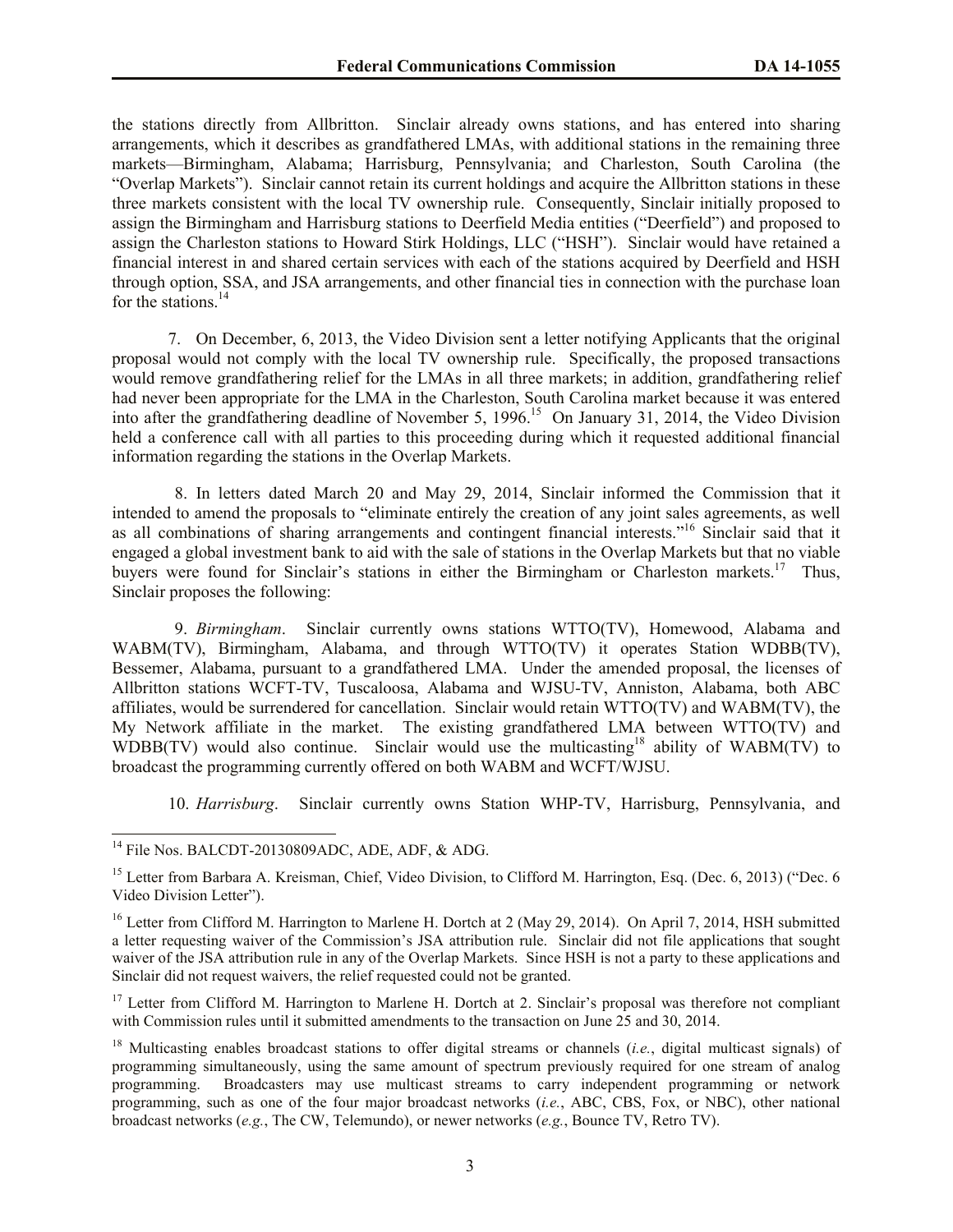the stations directly from Allbritton. Sinclair already owns stations, and has entered into sharing arrangements, which it describes as grandfathered LMAs, with additional stations in the remaining three markets—Birmingham, Alabama; Harrisburg, Pennsylvania; and Charleston, South Carolina (the "Overlap Markets"). Sinclair cannot retain its current holdings and acquire the Allbritton stations in these three markets consistent with the local TV ownership rule. Consequently, Sinclair initially proposed to assign the Birmingham and Harrisburg stations to Deerfield Media entities ("Deerfield") and proposed to assign the Charleston stations to Howard Stirk Holdings, LLC ("HSH"). Sinclair would have retained a financial interest in and shared certain services with each of the stations acquired by Deerfield and HSH through option, SSA, and JSA arrangements, and other financial ties in connection with the purchase loan for the stations.[14]

7. On December, 6, 2013, the Video Division sent a letter notifying Applicants that the original proposal would not comply with the local TV ownership rule. Specifically, the proposed transactions would remove grandfathering relief for the LMAs in all three markets; in addition, grandfathering relief had never been appropriate for the LMA in the Charleston, South Carolina market because it was entered into after the grandfathering deadline of November 5, 1996.[15] On January 31, 2014, the Video Division held a conference call with all parties to this proceeding during which it requested additional financial information regarding the stations in the Overlap Markets.

8. In letters dated March 20 and May 29, 2014, Sinclair informed the Commission that it intended to amend the proposals to "eliminate entirely the creation of any joint sales agreements, as well as all combinations of sharing arrangements and contingent financial interests."[16] Sinclair said that it engaged a global investment bank to aid with the sale of stations in the Overlap Markets but that no viable buyers were found for Sinclair's stations in either the Birmingham or Charleston markets.[17] Thus, Sinclair proposes the following:

9. *Birmingham*. Sinclair currently owns stations WTTO(TV), Homewood, Alabama and WABM(TV), Birmingham, Alabama, and through WTTO(TV) it operates Station WDBB(TV), Bessemer, Alabama, pursuant to a grandfathered LMA. Under the amended proposal, the licenses of Allbritton stations WCFT-TV, Tuscaloosa, Alabama and WJSU-TV, Anniston, Alabama, both ABC affiliates, would be surrendered for cancellation. Sinclair would retain WTTO(TV) and WABM(TV), the My Network affiliate in the market. The existing grandfathered LMA between WTTO(TV) and WDBB(TV) would also continue. Sinclair would use the multicasting[18] ability of WABM(TV) to broadcast the programming currently offered on both WABM and WCFT/WJSU.

10. *Harrisburg*. Sinclair currently owns Station WHP-TV, Harrisburg, Pennsylvania, and

---

[14] File Nos. BALCDT-20130809ADC, ADE, ADF, & ADG.

[15] Letter from Barbara A. Kreisman, Chief, Video Division, to Clifford M. Harrington, Esq. (Dec. 6, 2013) ("Dec. 6 Video Division Letter").

[16] Letter from Clifford M. Harrington to Marlene H. Dortch at 2 (May 29, 2014). On April 7, 2014, HSH submitted a letter requesting waiver of the Commission's JSA attribution rule. Sinclair did not file applications that sought waiver of the JSA attribution rule in any of the Overlap Markets. Since HSH is not a party to these applications and Sinclair did not request waivers, the relief requested could not be granted.

[17] Letter from Clifford M. Harrington to Marlene H. Dortch at 2. Sinclair's proposal was therefore not compliant with Commission rules until it submitted amendments to the transaction on June 25 and 30, 2014.

[18] Multicasting enables broadcast stations to offer digital streams or channels (*i.e.*, digital multicast signals) of programming simultaneously, using the same amount of spectrum previously required for one stream of analog programming. Broadcasters may use multicast streams to carry independent programming or network programming, such as one of the four major broadcast networks (*i.e.*, ABC, CBS, Fox, or NBC), other national broadcast networks (*e.g.*, The CW, Telemundo), or newer networks (*e.g.*, Bounce TV, Retro TV).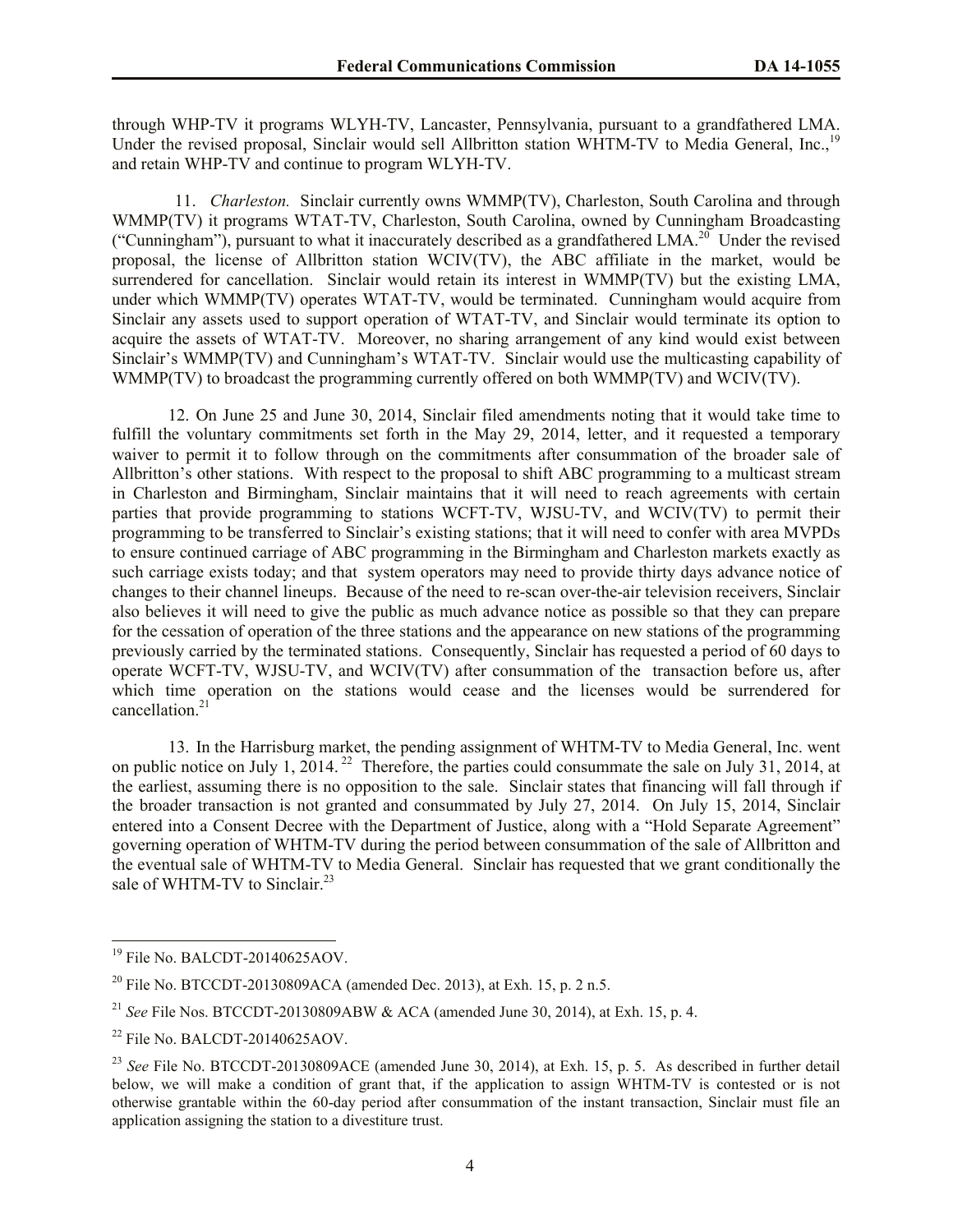through WHP-TV it programs WLYH-TV, Lancaster, Pennsylvania, pursuant to a grandfathered LMA. Under the revised proposal, Sinclair would sell Allbritton station WHTM-TV to Media General, Inc.,[19] and retain WHP-TV and continue to program WLYH-TV.

11. *Charleston.* Sinclair currently owns WMMP(TV), Charleston, South Carolina and through WMMP(TV) it programs WTAT-TV, Charleston, South Carolina, owned by Cunningham Broadcasting ("Cunningham"), pursuant to what it inaccurately described as a grandfathered LMA.[20] Under the revised proposal, the license of Allbritton station WCIV(TV), the ABC affiliate in the market, would be surrendered for cancellation. Sinclair would retain its interest in WMMP(TV) but the existing LMA, under which WMMP(TV) operates WTAT-TV, would be terminated. Cunningham would acquire from Sinclair any assets used to support operation of WTAT-TV, and Sinclair would terminate its option to acquire the assets of WTAT-TV. Moreover, no sharing arrangement of any kind would exist between Sinclair's WMMP(TV) and Cunningham's WTAT-TV. Sinclair would use the multicasting capability of WMMP(TV) to broadcast the programming currently offered on both WMMP(TV) and WCIV(TV).

12. On June 25 and June 30, 2014, Sinclair filed amendments noting that it would take time to fulfill the voluntary commitments set forth in the May 29, 2014, letter, and it requested a temporary waiver to permit it to follow through on the commitments after consummation of the broader sale of Allbritton's other stations. With respect to the proposal to shift ABC programming to a multicast stream in Charleston and Birmingham, Sinclair maintains that it will need to reach agreements with certain parties that provide programming to stations WCFT-TV, WJSU-TV, and WCIV(TV) to permit their programming to be transferred to Sinclair's existing stations; that it will need to confer with area MVPDs to ensure continued carriage of ABC programming in the Birmingham and Charleston markets exactly as such carriage exists today; and that system operators may need to provide thirty days advance notice of changes to their channel lineups. Because of the need to re-scan over-the-air television receivers, Sinclair also believes it will need to give the public as much advance notice as possible so that they can prepare for the cessation of operation of the three stations and the appearance on new stations of the programming previously carried by the terminated stations. Consequently, Sinclair has requested a period of 60 days to operate WCFT-TV, WJSU-TV, and WCIV(TV) after consummation of the transaction before us, after which time operation on the stations would cease and the licenses would be surrendered for cancellation.[21]

13. In the Harrisburg market, the pending assignment of WHTM-TV to Media General, Inc. went on public notice on July 1, 2014.[22] Therefore, the parties could consummate the sale on July 31, 2014, at the earliest, assuming there is no opposition to the sale. Sinclair states that financing will fall through if the broader transaction is not granted and consummated by July 27, 2014. On July 15, 2014, Sinclair entered into a Consent Decree with the Department of Justice, along with a "Hold Separate Agreement" governing operation of WHTM-TV during the period between consummation of the sale of Allbritton and the eventual sale of WHTM-TV to Media General. Sinclair has requested that we grant conditionally the sale of WHTM-TV to Sinclair.[23]

---

[19] File No. BALCDT-20140625AOV.

[20] File No. BTCCDT-20130809ACA (amended Dec. 2013), at Exh. 15, p. 2 n.5.

[21] *See* File Nos. BTCCDT-20130809ABW & ACA (amended June 30, 2014), at Exh. 15, p. 4.

[22] File No. BALCDT-20140625AOV.

[23] *See* File No. BTCCDT-20130809ACE (amended June 30, 2014), at Exh. 15, p. 5. As described in further detail below, we will make a condition of grant that, if the application to assign WHTM-TV is contested or is not otherwise grantable within the 60-day period after consummation of the instant transaction, Sinclair must file an application assigning the station to a divestiture trust.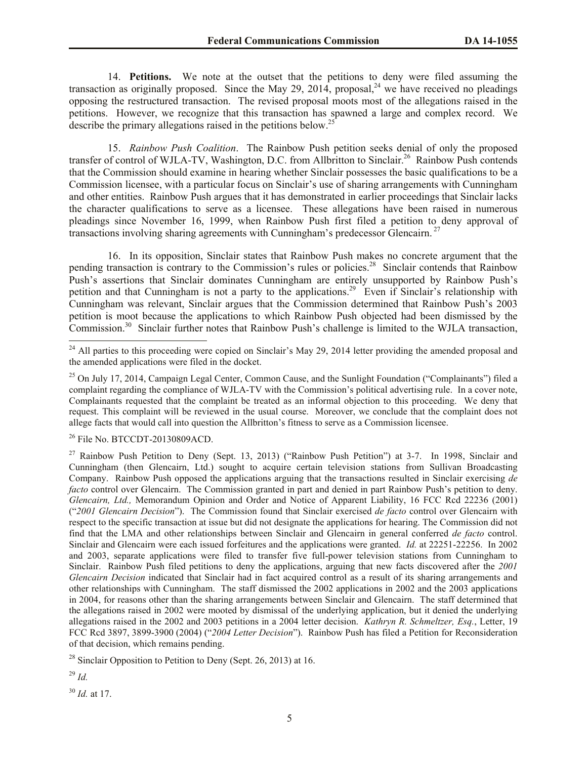14. **Petitions.** We note at the outset that the petitions to deny were filed assuming the transaction as originally proposed. Since the May 29, 2014, proposal,[24] we have received no pleadings opposing the restructured transaction. The revised proposal moots most of the allegations raised in the petitions. However, we recognize that this transaction has spawned a large and complex record. We describe the primary allegations raised in the petitions below.[25]

15. *Rainbow Push Coalition*. The Rainbow Push petition seeks denial of only the proposed transfer of control of WJLA-TV, Washington, D.C. from Allbritton to Sinclair.[26] Rainbow Push contends that the Commission should examine in hearing whether Sinclair possesses the basic qualifications to be a Commission licensee, with a particular focus on Sinclair's use of sharing arrangements with Cunningham and other entities. Rainbow Push argues that it has demonstrated in earlier proceedings that Sinclair lacks the character qualifications to serve as a licensee. These allegations have been raised in numerous pleadings since November 16, 1999, when Rainbow Push first filed a petition to deny approval of transactions involving sharing agreements with Cunningham's predecessor Glencairn.[27]

16. In its opposition, Sinclair states that Rainbow Push makes no concrete argument that the pending transaction is contrary to the Commission's rules or policies.[28] Sinclair contends that Rainbow Push's assertions that Sinclair dominates Cunningham are entirely unsupported by Rainbow Push's petition and that Cunningham is not a party to the applications.[29] Even if Sinclair's relationship with Cunningham was relevant, Sinclair argues that the Commission determined that Rainbow Push's 2003 petition is moot because the applications to which Rainbow Push objected had been dismissed by the Commission.[30] Sinclair further notes that Rainbow Push's challenge is limited to the WJLA transaction,

---

[24] All parties to this proceeding were copied on Sinclair's May 29, 2014 letter providing the amended proposal and the amended applications were filed in the docket.

[25] On July 17, 2014, Campaign Legal Center, Common Cause, and the Sunlight Foundation ("Complainants") filed a complaint regarding the compliance of WJLA-TV with the Commission's political advertising rule. In a cover note, Complainants requested that the complaint be treated as an informal objection to this proceeding. We deny that request. This complaint will be reviewed in the usual course. Moreover, we conclude that the complaint does not allege facts that would call into question the Allbritton's fitness to serve as a Commission licensee.

[26] File No. BTCCDT-20130809ACD.

[27] Rainbow Push Petition to Deny (Sept. 13, 2013) ("Rainbow Push Petition") at 3-7. In 1998, Sinclair and Cunningham (then Glencairn, Ltd.) sought to acquire certain television stations from Sullivan Broadcasting Company. Rainbow Push opposed the applications arguing that the transactions resulted in Sinclair exercising *de facto* control over Glencairn. The Commission granted in part and denied in part Rainbow Push's petition to deny. *Glencairn, Ltd.,* Memorandum Opinion and Order and Notice of Apparent Liability, 16 FCC Rcd 22236 (2001) ("*2001 Glencairn Decision*"). The Commission found that Sinclair exercised *de facto* control over Glencairn with respect to the specific transaction at issue but did not designate the applications for hearing. The Commission did not find that the LMA and other relationships between Sinclair and Glencairn in general conferred *de facto* control. Sinclair and Glencairn were each issued forfeitures and the applications were granted. *Id.* at 22251-22256. In 2002 and 2003, separate applications were filed to transfer five full-power television stations from Cunningham to Sinclair. Rainbow Push filed petitions to deny the applications, arguing that new facts discovered after the *2001 Glencairn Decision* indicated that Sinclair had in fact acquired control as a result of its sharing arrangements and other relationships with Cunningham. The staff dismissed the 2002 applications in 2002 and the 2003 applications in 2004, for reasons other than the sharing arrangements between Sinclair and Glencairn. The staff determined that the allegations raised in 2002 were mooted by dismissal of the underlying application, but it denied the underlying allegations raised in the 2002 and 2003 petitions in a 2004 letter decision. *Kathryn R. Schmeltzer, Esq.*, Letter, 19 FCC Rcd 3897, 3899-3900 (2004) ("*2004 Letter Decision*"). Rainbow Push has filed a Petition for Reconsideration of that decision, which remains pending.

[28] Sinclair Opposition to Petition to Deny (Sept. 26, 2013) at 16.

[29] *Id.*

[30] *Id.* at 17.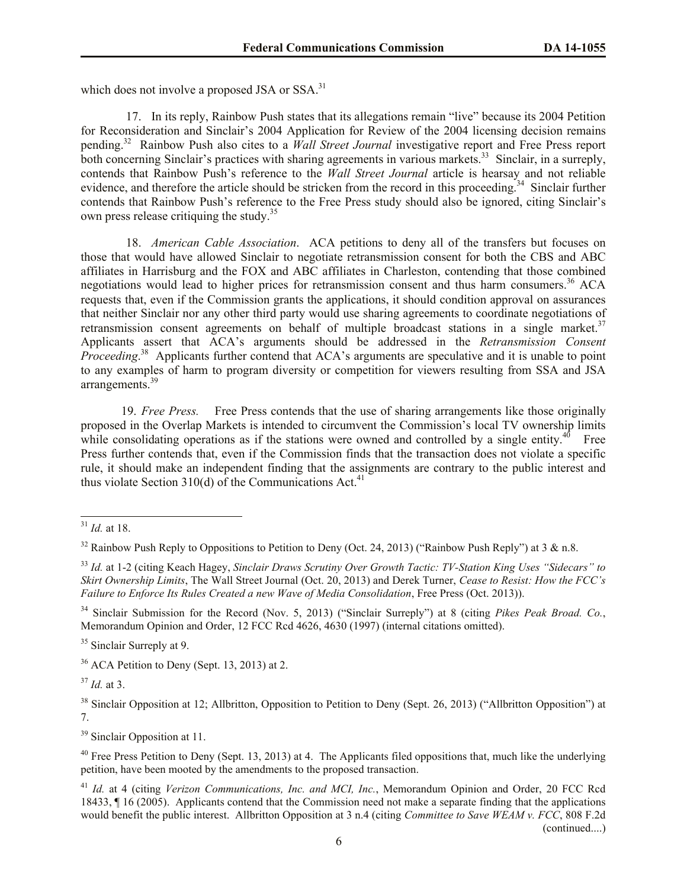which does not involve a proposed JSA or SSA.[31]

17. In its reply, Rainbow Push states that its allegations remain "live" because its 2004 Petition for Reconsideration and Sinclair's 2004 Application for Review of the 2004 licensing decision remains pending.[32] Rainbow Push also cites to a *Wall Street Journal* investigative report and Free Press report both concerning Sinclair's practices with sharing agreements in various markets.[33] Sinclair, in a surreply, contends that Rainbow Push's reference to the *Wall Street Journal* article is hearsay and not reliable evidence, and therefore the article should be stricken from the record in this proceeding.[34] Sinclair further contends that Rainbow Push's reference to the Free Press study should also be ignored, citing Sinclair's own press release critiquing the study.[35]

18. *American Cable Association*. ACA petitions to deny all of the transfers but focuses on those that would have allowed Sinclair to negotiate retransmission consent for both the CBS and ABC affiliates in Harrisburg and the FOX and ABC affiliates in Charleston, contending that those combined negotiations would lead to higher prices for retransmission consent and thus harm consumers.[36] ACA requests that, even if the Commission grants the applications, it should condition approval on assurances that neither Sinclair nor any other third party would use sharing agreements to coordinate negotiations of retransmission consent agreements on behalf of multiple broadcast stations in a single market.[37] Applicants assert that ACA's arguments should be addressed in the *Retransmission Consent Proceeding*.[38] Applicants further contend that ACA's arguments are speculative and it is unable to point to any examples of harm to program diversity or competition for viewers resulting from SSA and JSA arrangements.[39]

19. *Free Press.* Free Press contends that the use of sharing arrangements like those originally proposed in the Overlap Markets is intended to circumvent the Commission's local TV ownership limits while consolidating operations as if the stations were owned and controlled by a single entity.[40] Free Press further contends that, even if the Commission finds that the transaction does not violate a specific rule, it should make an independent finding that the assignments are contrary to the public interest and thus violate Section 310(d) of the Communications Act.[41]

---

[31] *Id.* at 18.

[32] Rainbow Push Reply to Oppositions to Petition to Deny (Oct. 24, 2013) ("Rainbow Push Reply") at 3 & n.8.

[33] *Id.* at 1-2 (citing Keach Hagey, *Sinclair Draws Scrutiny Over Growth Tactic: TV-Station King Uses "Sidecars" to Skirt Ownership Limits*, The Wall Street Journal (Oct. 20, 2013) and Derek Turner, *Cease to Resist: How the FCC's Failure to Enforce Its Rules Created a new Wave of Media Consolidation*, Free Press (Oct. 2013)).

[34] Sinclair Submission for the Record (Nov. 5, 2013) ("Sinclair Surreply") at 8 (citing *Pikes Peak Broad. Co.*, Memorandum Opinion and Order, 12 FCC Rcd 4626, 4630 (1997) (internal citations omitted).

[35] Sinclair Surreply at 9.

[36] ACA Petition to Deny (Sept. 13, 2013) at 2.

[37] *Id.* at 3.

[38] Sinclair Opposition at 12; Allbritton, Opposition to Petition to Deny (Sept. 26, 2013) ("Allbritton Opposition") at 7.

[39] Sinclair Opposition at 11.

[40] Free Press Petition to Deny (Sept. 13, 2013) at 4. The Applicants filed oppositions that, much like the underlying petition, have been mooted by the amendments to the proposed transaction.

[41] *Id.* at 4 (citing *Verizon Communications, Inc. and MCI, Inc.*, Memorandum Opinion and Order, 20 FCC Rcd 18433, ¶ 16 (2005). Applicants contend that the Commission need not make a separate finding that the applications would benefit the public interest. Allbritton Opposition at 3 n.4 (citing *Committee to Save WEAM v. FCC*, 808 F.2d

(continued....)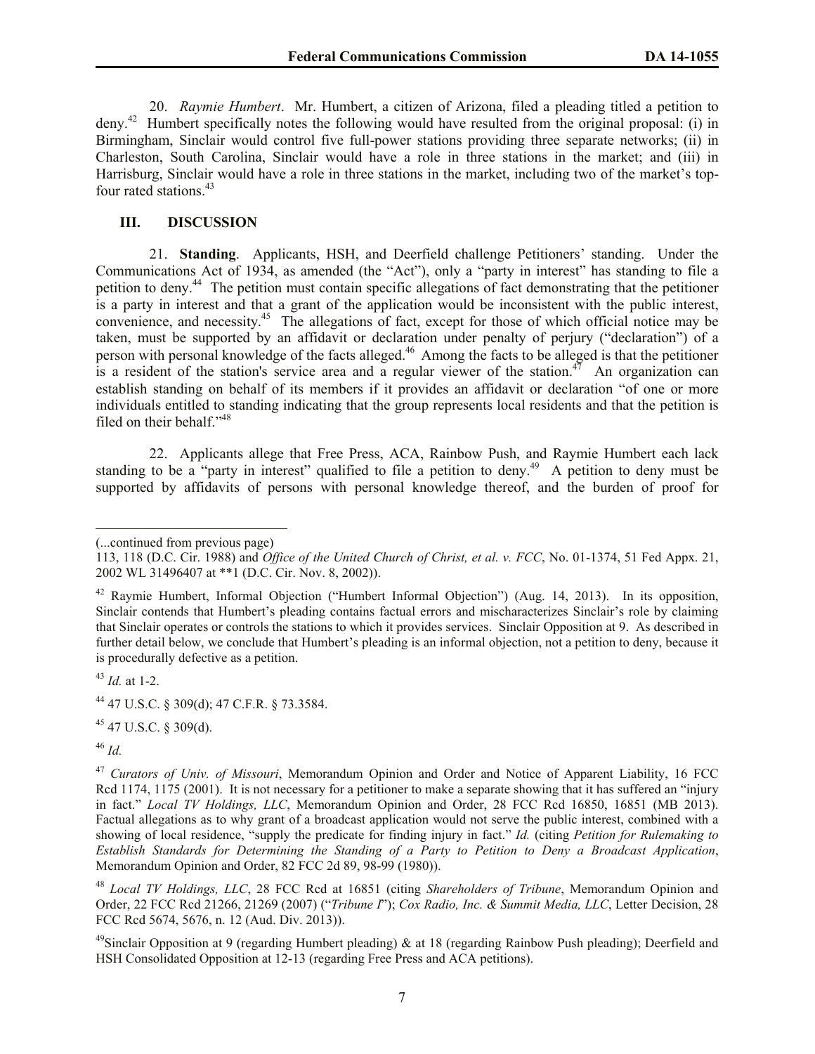20. *Raymie Humbert*. Mr. Humbert, a citizen of Arizona, filed a pleading titled a petition to deny.[42] Humbert specifically notes the following would have resulted from the original proposal: (i) in Birmingham, Sinclair would control five full-power stations providing three separate networks; (ii) in Charleston, South Carolina, Sinclair would have a role in three stations in the market; and (iii) in Harrisburg, Sinclair would have a role in three stations in the market, including two of the market's top-four rated stations.[43]

## III. DISCUSSION

21. **Standing**. Applicants, HSH, and Deerfield challenge Petitioners' standing. Under the Communications Act of 1934, as amended (the "Act"), only a "party in interest" has standing to file a petition to deny.[44] The petition must contain specific allegations of fact demonstrating that the petitioner is a party in interest and that a grant of the application would be inconsistent with the public interest, convenience, and necessity.[45] The allegations of fact, except for those of which official notice may be taken, must be supported by an affidavit or declaration under penalty of perjury ("declaration") of a person with personal knowledge of the facts alleged.[46] Among the facts to be alleged is that the petitioner is a resident of the station's service area and a regular viewer of the station.[47] An organization can establish standing on behalf of its members if it provides an affidavit or declaration "of one or more individuals entitled to standing indicating that the group represents local residents and that the petition is filed on their behalf."[48]

22. Applicants allege that Free Press, ACA, Rainbow Push, and Raymie Humbert each lack standing to be a "party in interest" qualified to file a petition to deny.[49] A petition to deny must be supported by affidavits of persons with personal knowledge thereof, and the burden of proof for

---

(...continued from previous page)

113, 118 (D.C. Cir. 1988) and *Office of the United Church of Christ, et al. v. FCC*, No. 01-1374, 51 Fed Appx. 21, 2002 WL 31496407 at **1 (D.C. Cir. Nov. 8, 2002)).

[42] Raymie Humbert, Informal Objection ("Humbert Informal Objection") (Aug. 14, 2013). In its opposition, Sinclair contends that Humbert's pleading contains factual errors and mischaracterizes Sinclair's role by claiming that Sinclair operates or controls the stations to which it provides services. Sinclair Opposition at 9. As described in further detail below, we conclude that Humbert's pleading is an informal objection, not a petition to deny, because it is procedurally defective as a petition.

[43] *Id.* at 1-2.

[44] 47 U.S.C. § 309(d); 47 C.F.R. § 73.3584.

[45] 47 U.S.C. § 309(d).

[46] *Id.*

[47] *Curators of Univ. of Missouri*, Memorandum Opinion and Order and Notice of Apparent Liability, 16 FCC Rcd 1174, 1175 (2001). It is not necessary for a petitioner to make a separate showing that it has suffered an "injury in fact." *Local TV Holdings, LLC*, Memorandum Opinion and Order, 28 FCC Rcd 16850, 16851 (MB 2013). Factual allegations as to why grant of a broadcast application would not serve the public interest, combined with a showing of local residence, "supply the predicate for finding injury in fact." *Id.* (citing *Petition for Rulemaking to Establish Standards for Determining the Standing of a Party to Petition to Deny a Broadcast Application*, Memorandum Opinion and Order, 82 FCC 2d 89, 98-99 (1980)).

[48] *Local TV Holdings, LLC*, 28 FCC Rcd at 16851 (citing *Shareholders of Tribune*, Memorandum Opinion and Order, 22 FCC Rcd 21266, 21269 (2007) ("*Tribune I*"); *Cox Radio, Inc. & Summit Media, LLC*, Letter Decision, 28 FCC Rcd 5674, 5676, n. 12 (Aud. Div. 2013)).

[49] Sinclair Opposition at 9 (regarding Humbert pleading) & at 18 (regarding Rainbow Push pleading); Deerfield and HSH Consolidated Opposition at 12-13 (regarding Free Press and ACA petitions).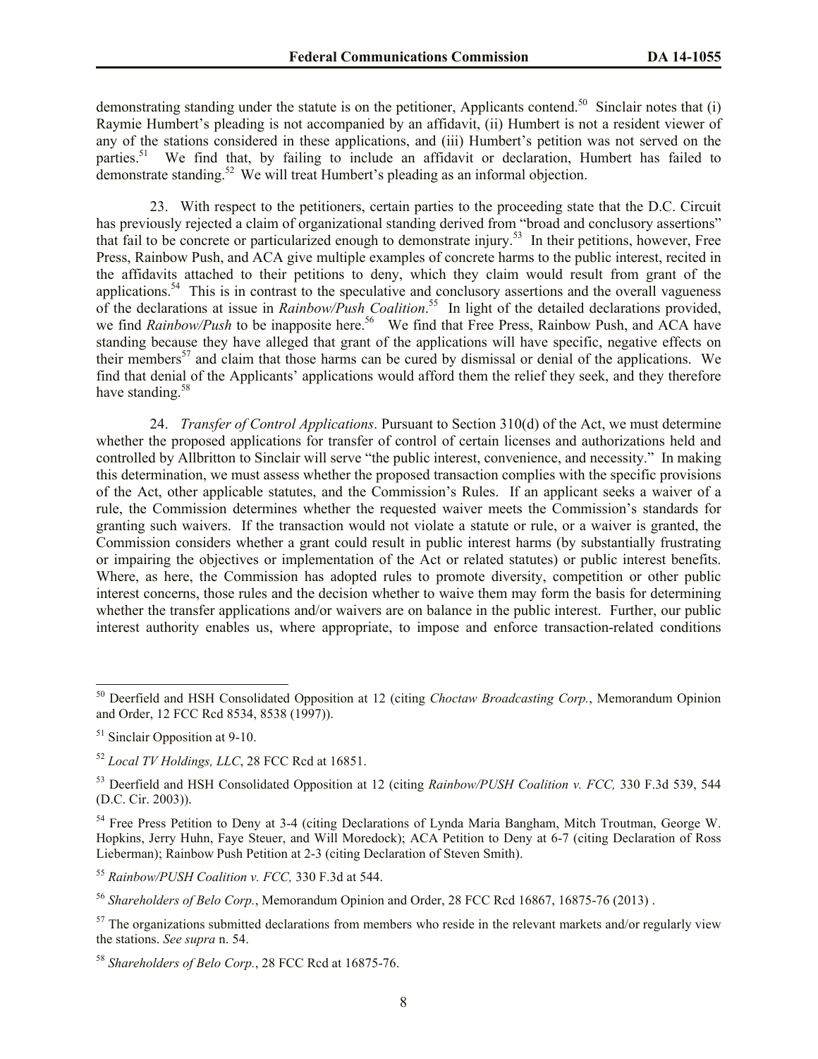demonstrating standing under the statute is on the petitioner, Applicants contend.[50] Sinclair notes that (i) Raymie Humbert's pleading is not accompanied by an affidavit, (ii) Humbert is not a resident viewer of any of the stations considered in these applications, and (iii) Humbert's petition was not served on the parties.[51] We find that, by failing to include an affidavit or declaration, Humbert has failed to demonstrate standing.[52] We will treat Humbert's pleading as an informal objection.

23. With respect to the petitioners, certain parties to the proceeding state that the D.C. Circuit has previously rejected a claim of organizational standing derived from "broad and conclusory assertions" that fail to be concrete or particularized enough to demonstrate injury.[53] In their petitions, however, Free Press, Rainbow Push, and ACA give multiple examples of concrete harms to the public interest, recited in the affidavits attached to their petitions to deny, which they claim would result from grant of the applications.[54] This is in contrast to the speculative and conclusory assertions and the overall vagueness of the declarations at issue in *Rainbow/Push Coalition*.[55] In light of the detailed declarations provided, we find *Rainbow/Push* to be inapposite here.[56] We find that Free Press, Rainbow Push, and ACA have standing because they have alleged that grant of the applications will have specific, negative effects on their members[57] and claim that those harms can be cured by dismissal or denial of the applications. We find that denial of the Applicants' applications would afford them the relief they seek, and they therefore have standing.[58]

24. *Transfer of Control Applications*. Pursuant to Section 310(d) of the Act, we must determine whether the proposed applications for transfer of control of certain licenses and authorizations held and controlled by Allbritton to Sinclair will serve "the public interest, convenience, and necessity." In making this determination, we must assess whether the proposed transaction complies with the specific provisions of the Act, other applicable statutes, and the Commission's Rules. If an applicant seeks a waiver of a rule, the Commission determines whether the requested waiver meets the Commission's standards for granting such waivers. If the transaction would not violate a statute or rule, or a waiver is granted, the Commission considers whether a grant could result in public interest harms (by substantially frustrating or impairing the objectives or implementation of the Act or related statutes) or public interest benefits. Where, as here, the Commission has adopted rules to promote diversity, competition or other public interest concerns, those rules and the decision whether to waive them may form the basis for determining whether the transfer applications and/or waivers are on balance in the public interest. Further, our public interest authority enables us, where appropriate, to impose and enforce transaction-related conditions

---

[50] Deerfield and HSH Consolidated Opposition at 12 (citing *Choctaw Broadcasting Corp.*, Memorandum Opinion and Order, 12 FCC Rcd 8534, 8538 (1997)).

[51] Sinclair Opposition at 9-10.

[52] *Local TV Holdings, LLC*, 28 FCC Rcd at 16851.

[53] Deerfield and HSH Consolidated Opposition at 12 (citing *Rainbow/PUSH Coalition v. FCC,* 330 F.3d 539, 544 (D.C. Cir. 2003)).

[54] Free Press Petition to Deny at 3-4 (citing Declarations of Lynda Maria Bangham, Mitch Troutman, George W. Hopkins, Jerry Huhn, Faye Steuer, and Will Moredock); ACA Petition to Deny at 6-7 (citing Declaration of Ross Lieberman); Rainbow Push Petition at 2-3 (citing Declaration of Steven Smith).

[55] *Rainbow/PUSH Coalition v. FCC,* 330 F.3d at 544.

[56] *Shareholders of Belo Corp.*, Memorandum Opinion and Order, 28 FCC Rcd 16867, 16875-76 (2013) .

[57] The organizations submitted declarations from members who reside in the relevant markets and/or regularly view the stations. *See supra* n. 54.

[58] *Shareholders of Belo Corp.*, 28 FCC Rcd at 16875-76.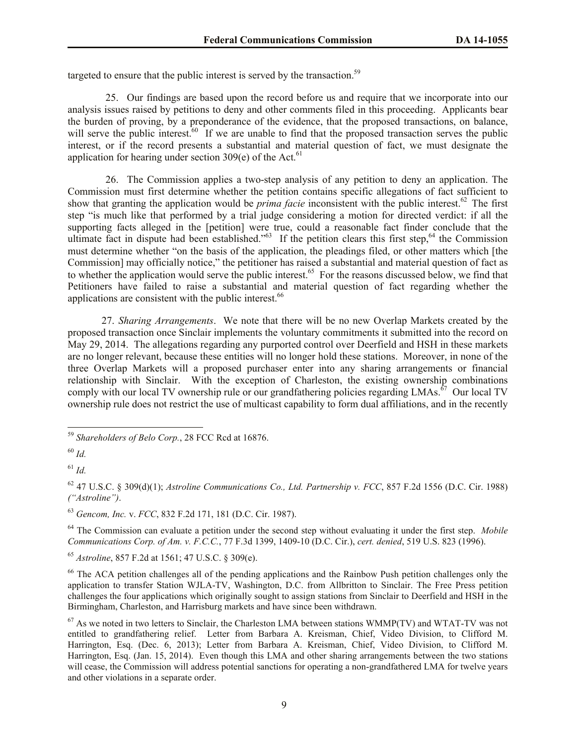targeted to ensure that the public interest is served by the transaction.[59]

25. Our findings are based upon the record before us and require that we incorporate into our analysis issues raised by petitions to deny and other comments filed in this proceeding. Applicants bear the burden of proving, by a preponderance of the evidence, that the proposed transactions, on balance, will serve the public interest.[60] If we are unable to find that the proposed transaction serves the public interest, or if the record presents a substantial and material question of fact, we must designate the application for hearing under section 309(e) of the Act.[61]

26. The Commission applies a two-step analysis of any petition to deny an application. The Commission must first determine whether the petition contains specific allegations of fact sufficient to show that granting the application would be *prima facie* inconsistent with the public interest.[62] The first step "is much like that performed by a trial judge considering a motion for directed verdict: if all the supporting facts alleged in the [petition] were true, could a reasonable fact finder conclude that the ultimate fact in dispute had been established."[63] If the petition clears this first step,[64] the Commission must determine whether "on the basis of the application, the pleadings filed, or other matters which [the Commission] may officially notice," the petitioner has raised a substantial and material question of fact as to whether the application would serve the public interest.[65] For the reasons discussed below, we find that Petitioners have failed to raise a substantial and material question of fact regarding whether the applications are consistent with the public interest.[66]

27. *Sharing Arrangements*. We note that there will be no new Overlap Markets created by the proposed transaction once Sinclair implements the voluntary commitments it submitted into the record on May 29, 2014. The allegations regarding any purported control over Deerfield and HSH in these markets are no longer relevant, because these entities will no longer hold these stations. Moreover, in none of the three Overlap Markets will a proposed purchaser enter into any sharing arrangements or financial relationship with Sinclair. With the exception of Charleston, the existing ownership combinations comply with our local TV ownership rule or our grandfathering policies regarding LMAs.[67] Our local TV ownership rule does not restrict the use of multicast capability to form dual affiliations, and in the recently

---

[59] *Shareholders of Belo Corp.*, 28 FCC Rcd at 16876.

[60] *Id.*

[61] *Id.*

[62] 47 U.S.C. § 309(d)(1); *Astroline Communications Co., Ltd. Partnership v. FCC*, 857 F.2d 1556 (D.C. Cir. 1988) *("Astroline")*.

[63] *Gencom, Inc.* v. *FCC*, 832 F.2d 171, 181 (D.C. Cir. 1987).

[64] The Commission can evaluate a petition under the second step without evaluating it under the first step. *Mobile Communications Corp. of Am. v. F.C.C.*, 77 F.3d 1399, 1409-10 (D.C. Cir.), *cert. denied*, 519 U.S. 823 (1996).

[65] *Astroline*, 857 F.2d at 1561; 47 U.S.C. § 309(e).

[66] The ACA petition challenges all of the pending applications and the Rainbow Push petition challenges only the application to transfer Station WJLA-TV, Washington, D.C. from Allbritton to Sinclair. The Free Press petition challenges the four applications which originally sought to assign stations from Sinclair to Deerfield and HSH in the Birmingham, Charleston, and Harrisburg markets and have since been withdrawn.

[67] As we noted in two letters to Sinclair, the Charleston LMA between stations WMMP(TV) and WTAT-TV was not entitled to grandfathering relief. Letter from Barbara A. Kreisman, Chief, Video Division, to Clifford M. Harrington, Esq. (Dec. 6, 2013); Letter from Barbara A. Kreisman, Chief, Video Division, to Clifford M. Harrington, Esq. (Jan. 15, 2014). Even though this LMA and other sharing arrangements between the two stations will cease, the Commission will address potential sanctions for operating a non-grandfathered LMA for twelve years and other violations in a separate order.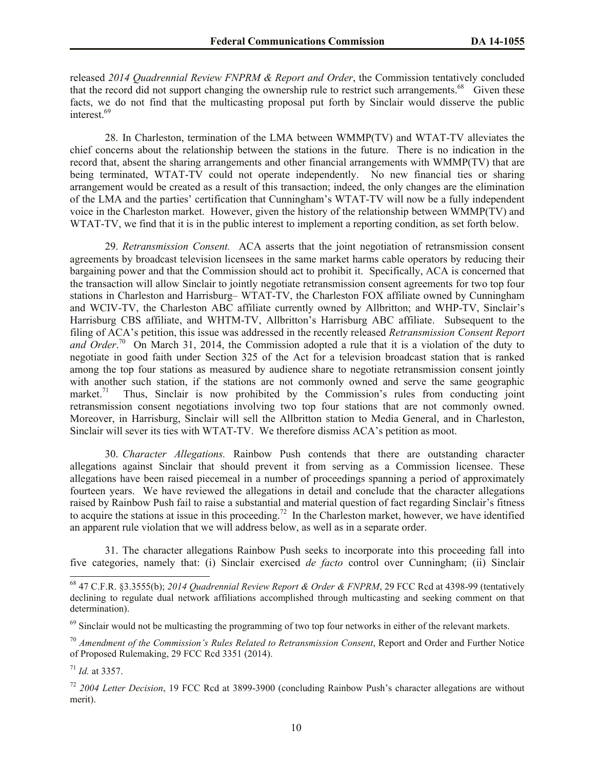released *2014 Quadrennial Review FNPRM & Report and Order*, the Commission tentatively concluded that the record did not support changing the ownership rule to restrict such arrangements.[68] Given these facts, we do not find that the multicasting proposal put forth by Sinclair would disserve the public interest.[69]

28. In Charleston, termination of the LMA between WMMP(TV) and WTAT-TV alleviates the chief concerns about the relationship between the stations in the future. There is no indication in the record that, absent the sharing arrangements and other financial arrangements with WMMP(TV) that are being terminated, WTAT-TV could not operate independently. No new financial ties or sharing arrangement would be created as a result of this transaction; indeed, the only changes are the elimination of the LMA and the parties' certification that Cunningham's WTAT-TV will now be a fully independent voice in the Charleston market. However, given the history of the relationship between WMMP(TV) and WTAT-TV, we find that it is in the public interest to implement a reporting condition, as set forth below.

29. *Retransmission Consent.* ACA asserts that the joint negotiation of retransmission consent agreements by broadcast television licensees in the same market harms cable operators by reducing their bargaining power and that the Commission should act to prohibit it. Specifically, ACA is concerned that the transaction will allow Sinclair to jointly negotiate retransmission consent agreements for two top four stations in Charleston and Harrisburg– WTAT-TV, the Charleston FOX affiliate owned by Cunningham and WCIV-TV, the Charleston ABC affiliate currently owned by Allbritton; and WHP-TV, Sinclair's Harrisburg CBS affiliate, and WHTM-TV, Allbritton's Harrisburg ABC affiliate. Subsequent to the filing of ACA's petition, this issue was addressed in the recently released *Retransmission Consent Report and Order*.[70] On March 31, 2014, the Commission adopted a rule that it is a violation of the duty to negotiate in good faith under Section 325 of the Act for a television broadcast station that is ranked among the top four stations as measured by audience share to negotiate retransmission consent jointly with another such station, if the stations are not commonly owned and serve the same geographic market.[71] Thus, Sinclair is now prohibited by the Commission's rules from conducting joint retransmission consent negotiations involving two top four stations that are not commonly owned. Moreover, in Harrisburg, Sinclair will sell the Allbritton station to Media General, and in Charleston, Sinclair will sever its ties with WTAT-TV. We therefore dismiss ACA's petition as moot.

30. *Character Allegations.* Rainbow Push contends that there are outstanding character allegations against Sinclair that should prevent it from serving as a Commission licensee. These allegations have been raised piecemeal in a number of proceedings spanning a period of approximately fourteen years. We have reviewed the allegations in detail and conclude that the character allegations raised by Rainbow Push fail to raise a substantial and material question of fact regarding Sinclair's fitness to acquire the stations at issue in this proceeding.[72] In the Charleston market, however, we have identified an apparent rule violation that we will address below, as well as in a separate order.

31. The character allegations Rainbow Push seeks to incorporate into this proceeding fall into five categories, namely that: (i) Sinclair exercised *de facto* control over Cunningham; (ii) Sinclair

---

[68] 47 C.F.R. §3.3555(b); *2014 Quadrennial Review Report & Order & FNPRM*, 29 FCC Rcd at 4398-99 (tentatively declining to regulate dual network affiliations accomplished through multicasting and seeking comment on that determination).

[69] Sinclair would not be multicasting the programming of two top four networks in either of the relevant markets.

[70] *Amendment of the Commission's Rules Related to Retransmission Consent*, Report and Order and Further Notice of Proposed Rulemaking, 29 FCC Rcd 3351 (2014).

[71] *Id.* at 3357.

[72] *2004 Letter Decision*, 19 FCC Rcd at 3899-3900 (concluding Rainbow Push's character allegations are without merit).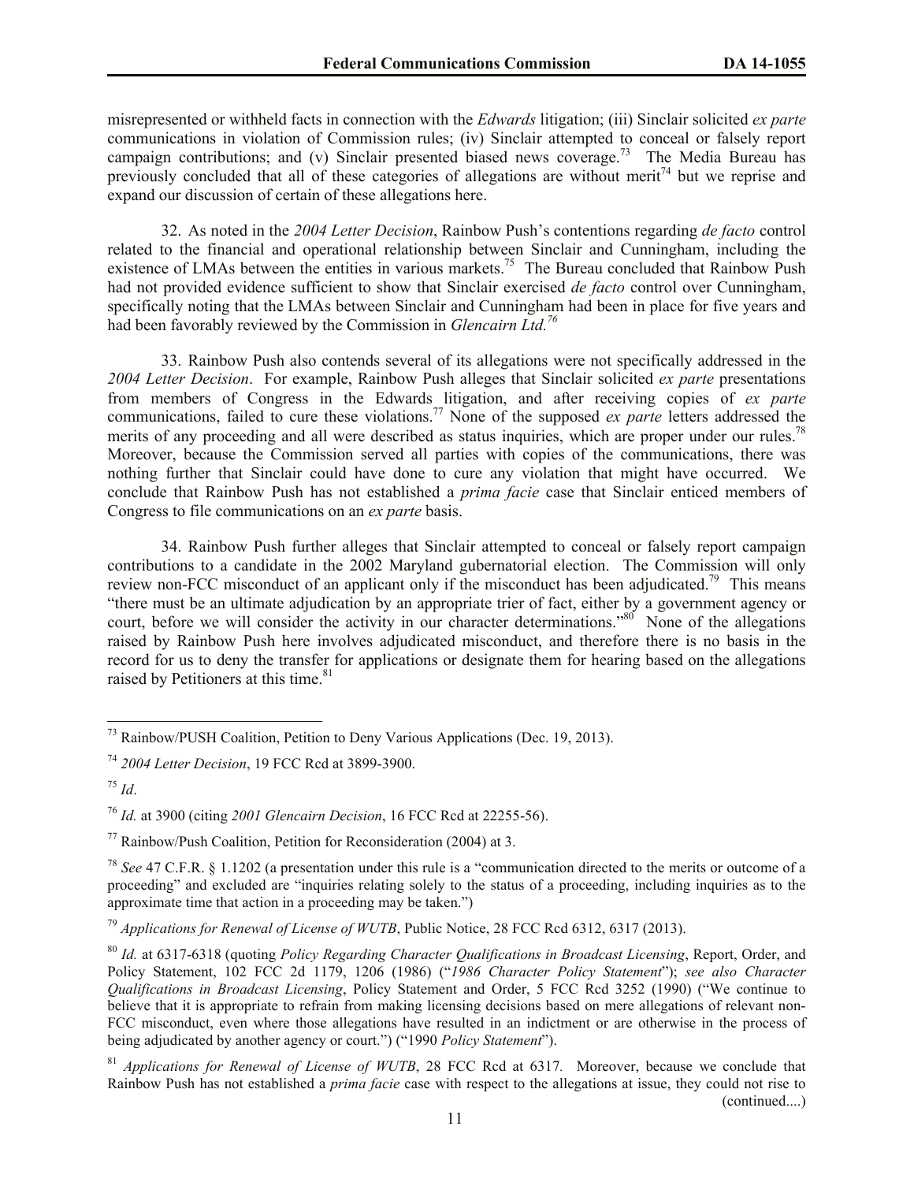misrepresented or withheld facts in connection with the *Edwards* litigation; (iii) Sinclair solicited *ex parte* communications in violation of Commission rules; (iv) Sinclair attempted to conceal or falsely report campaign contributions; and (v) Sinclair presented biased news coverage.[73] The Media Bureau has previously concluded that all of these categories of allegations are without merit[74] but we reprise and expand our discussion of certain of these allegations here.

32. As noted in the *2004 Letter Decision*, Rainbow Push's contentions regarding *de facto* control related to the financial and operational relationship between Sinclair and Cunningham, including the existence of LMAs between the entities in various markets.[75] The Bureau concluded that Rainbow Push had not provided evidence sufficient to show that Sinclair exercised *de facto* control over Cunningham, specifically noting that the LMAs between Sinclair and Cunningham had been in place for five years and had been favorably reviewed by the Commission in *Glencairn Ltd.*[76]

33. Rainbow Push also contends several of its allegations were not specifically addressed in the *2004 Letter Decision*. For example, Rainbow Push alleges that Sinclair solicited *ex parte* presentations from members of Congress in the Edwards litigation, and after receiving copies of *ex parte* communications, failed to cure these violations.[77] None of the supposed *ex parte* letters addressed the merits of any proceeding and all were described as status inquiries, which are proper under our rules.[78] Moreover, because the Commission served all parties with copies of the communications, there was nothing further that Sinclair could have done to cure any violation that might have occurred. We conclude that Rainbow Push has not established a *prima facie* case that Sinclair enticed members of Congress to file communications on an *ex parte* basis.

34. Rainbow Push further alleges that Sinclair attempted to conceal or falsely report campaign contributions to a candidate in the 2002 Maryland gubernatorial election. The Commission will only review non-FCC misconduct of an applicant only if the misconduct has been adjudicated.[79] This means "there must be an ultimate adjudication by an appropriate trier of fact, either by a government agency or court, before we will consider the activity in our character determinations."[80] None of the allegations raised by Rainbow Push here involves adjudicated misconduct, and therefore there is no basis in the record for us to deny the transfer for applications or designate them for hearing based on the allegations raised by Petitioners at this time.[81]

---

[73] Rainbow/PUSH Coalition, Petition to Deny Various Applications (Dec. 19, 2013).

[74] *2004 Letter Decision*, 19 FCC Rcd at 3899-3900.

[75] *Id*.

[76] *Id.* at 3900 (citing *2001 Glencairn Decision*, 16 FCC Rcd at 22255-56).

[77] Rainbow/Push Coalition, Petition for Reconsideration (2004) at 3.

[78] *See* 47 C.F.R. § 1.1202 (a presentation under this rule is a "communication directed to the merits or outcome of a proceeding" and excluded are "inquiries relating solely to the status of a proceeding, including inquiries as to the approximate time that action in a proceeding may be taken.")

[79] *Applications for Renewal of License of WUTB*, Public Notice, 28 FCC Rcd 6312, 6317 (2013).

[80] *Id.* at 6317-6318 (quoting *Policy Regarding Character Qualifications in Broadcast Licensing*, Report, Order, and Policy Statement, 102 FCC 2d 1179, 1206 (1986) ("*1986 Character Policy Statement*"); *see also Character Qualifications in Broadcast Licensing*, Policy Statement and Order, 5 FCC Rcd 3252 (1990) ("We continue to believe that it is appropriate to refrain from making licensing decisions based on mere allegations of relevant non-FCC misconduct, even where those allegations have resulted in an indictment or are otherwise in the process of being adjudicated by another agency or court.") ("1990 *Policy Statement*").

[81] *Applications for Renewal of License of WUTB*, 28 FCC Rcd at 6317. Moreover, because we conclude that Rainbow Push has not established a *prima facie* case with respect to the allegations at issue, they could not rise to (continued....)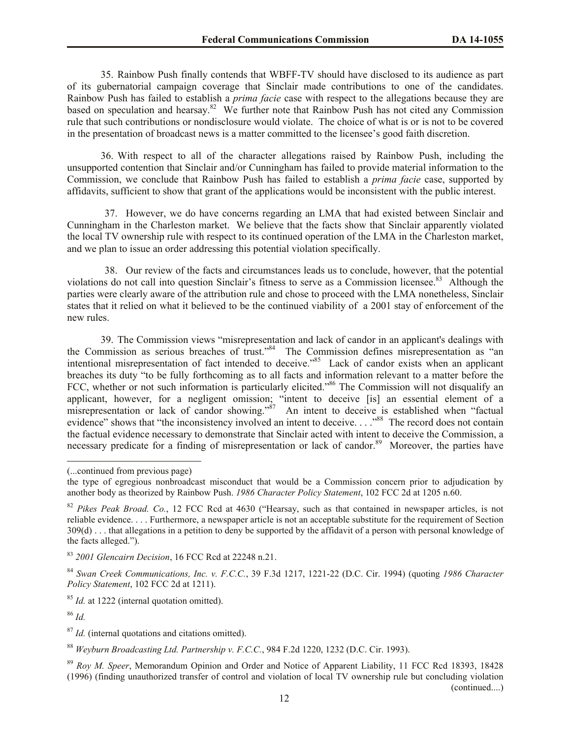35. Rainbow Push finally contends that WBFF-TV should have disclosed to its audience as part of its gubernatorial campaign coverage that Sinclair made contributions to one of the candidates. Rainbow Push has failed to establish a *prima facie* case with respect to the allegations because they are based on speculation and hearsay.[82] We further note that Rainbow Push has not cited any Commission rule that such contributions or nondisclosure would violate. The choice of what is or is not to be covered in the presentation of broadcast news is a matter committed to the licensee's good faith discretion.

36. With respect to all of the character allegations raised by Rainbow Push, including the unsupported contention that Sinclair and/or Cunningham has failed to provide material information to the Commission, we conclude that Rainbow Push has failed to establish a *prima facie* case, supported by affidavits, sufficient to show that grant of the applications would be inconsistent with the public interest.

37. However, we do have concerns regarding an LMA that had existed between Sinclair and Cunningham in the Charleston market. We believe that the facts show that Sinclair apparently violated the local TV ownership rule with respect to its continued operation of the LMA in the Charleston market, and we plan to issue an order addressing this potential violation specifically.

38. Our review of the facts and circumstances leads us to conclude, however, that the potential violations do not call into question Sinclair's fitness to serve as a Commission licensee.[83] Although the parties were clearly aware of the attribution rule and chose to proceed with the LMA nonetheless, Sinclair states that it relied on what it believed to be the continued viability of a 2001 stay of enforcement of the new rules.

39. The Commission views "misrepresentation and lack of candor in an applicant's dealings with the Commission as serious breaches of trust."[84] The Commission defines misrepresentation as "an intentional misrepresentation of fact intended to deceive."[85] Lack of candor exists when an applicant breaches its duty "to be fully forthcoming as to all facts and information relevant to a matter before the FCC, whether or not such information is particularly elicited."[86] The Commission will not disqualify an applicant, however, for a negligent omission; "intent to deceive [is] an essential element of a misrepresentation or lack of candor showing."[87] An intent to deceive is established when "factual evidence" shows that "the inconsistency involved an intent to deceive. . . ."[88] The record does not contain the factual evidence necessary to demonstrate that Sinclair acted with intent to deceive the Commission, a necessary predicate for a finding of misrepresentation or lack of candor.[89] Moreover, the parties have

---

(...continued from previous page)

the type of egregious nonbroadcast misconduct that would be a Commission concern prior to adjudication by another body as theorized by Rainbow Push. *1986 Character Policy Statement*, 102 FCC 2d at 1205 n.60.

[82] *Pikes Peak Broad. Co.*, 12 FCC Rcd at 4630 ("Hearsay, such as that contained in newspaper articles, is not reliable evidence. . . . Furthermore, a newspaper article is not an acceptable substitute for the requirement of Section 309(d) . . . that allegations in a petition to deny be supported by the affidavit of a person with personal knowledge of the facts alleged.").

[83] *2001 Glencairn Decision*, 16 FCC Rcd at 22248 n.21.

[84] *Swan Creek Communications, Inc. v. F.C.C.*, 39 F.3d 1217, 1221-22 (D.C. Cir. 1994) (quoting *1986 Character Policy Statement*, 102 FCC 2d at 1211).

[85] *Id.* at 1222 (internal quotation omitted).

[86] *Id.*

[87] *Id.* (internal quotations and citations omitted).

[88] *Weyburn Broadcasting Ltd. Partnership v. F.C.C.*, 984 F.2d 1220, 1232 (D.C. Cir. 1993).

[89] *Roy M. Speer*, Memorandum Opinion and Order and Notice of Apparent Liability, 11 FCC Rcd 18393, 18428 (1996) (finding unauthorized transfer of control and violation of local TV ownership rule but concluding violation (continued....)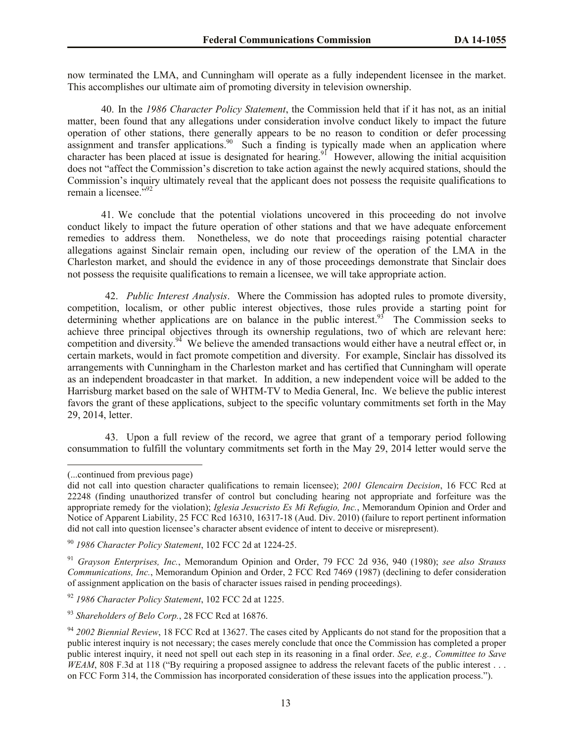now terminated the LMA, and Cunningham will operate as a fully independent licensee in the market. This accomplishes our ultimate aim of promoting diversity in television ownership.

40. In the *1986 Character Policy Statement*, the Commission held that if it has not, as an initial matter, been found that any allegations under consideration involve conduct likely to impact the future operation of other stations, there generally appears to be no reason to condition or defer processing assignment and transfer applications.[90] Such a finding is typically made when an application where character has been placed at issue is designated for hearing.[91] However, allowing the initial acquisition does not "affect the Commission's discretion to take action against the newly acquired stations, should the Commission's inquiry ultimately reveal that the applicant does not possess the requisite qualifications to remain a licensee."[92]

41. We conclude that the potential violations uncovered in this proceeding do not involve conduct likely to impact the future operation of other stations and that we have adequate enforcement remedies to address them. Nonetheless, we do note that proceedings raising potential character allegations against Sinclair remain open, including our review of the operation of the LMA in the Charleston market, and should the evidence in any of those proceedings demonstrate that Sinclair does not possess the requisite qualifications to remain a licensee, we will take appropriate action.

42. *Public Interest Analysis*. Where the Commission has adopted rules to promote diversity, competition, localism, or other public interest objectives, those rules provide a starting point for determining whether applications are on balance in the public interest.[93] The Commission seeks to achieve three principal objectives through its ownership regulations, two of which are relevant here: competition and diversity.[94] We believe the amended transactions would either have a neutral effect or, in certain markets, would in fact promote competition and diversity. For example, Sinclair has dissolved its arrangements with Cunningham in the Charleston market and has certified that Cunningham will operate as an independent broadcaster in that market. In addition, a new independent voice will be added to the Harrisburg market based on the sale of WHTM-TV to Media General, Inc. We believe the public interest favors the grant of these applications, subject to the specific voluntary commitments set forth in the May 29, 2014, letter.

43. Upon a full review of the record, we agree that grant of a temporary period following consummation to fulfill the voluntary commitments set forth in the May 29, 2014 letter would serve the

---

(...continued from previous page)

did not call into question character qualifications to remain licensee); *2001 Glencairn Decision*, 16 FCC Rcd at 22248 (finding unauthorized transfer of control but concluding hearing not appropriate and forfeiture was the appropriate remedy for the violation); *Iglesia Jesucristo Es Mi Refugio, Inc.*, Memorandum Opinion and Order and Notice of Apparent Liability, 25 FCC Rcd 16310, 16317-18 (Aud. Div. 2010) (failure to report pertinent information did not call into question licensee's character absent evidence of intent to deceive or misrepresent).

[90] *1986 Character Policy Statement*, 102 FCC 2d at 1224-25.

[91] *Grayson Enterprises, Inc.*, Memorandum Opinion and Order, 79 FCC 2d 936, 940 (1980); *see also Strauss Communications, Inc.*, Memorandum Opinion and Order, 2 FCC Rcd 7469 (1987) (declining to defer consideration of assignment application on the basis of character issues raised in pending proceedings).

[92] *1986 Character Policy Statement*, 102 FCC 2d at 1225.

[93] *Shareholders of Belo Corp.*, 28 FCC Rcd at 16876.

[94] *2002 Biennial Review*, 18 FCC Rcd at 13627. The cases cited by Applicants do not stand for the proposition that a public interest inquiry is not necessary; the cases merely conclude that once the Commission has completed a proper public interest inquiry, it need not spell out each step in its reasoning in a final order. *See, e.g., Committee to Save WEAM*, 808 F.3d at 118 ("By requiring a proposed assignee to address the relevant facets of the public interest . . . on FCC Form 314, the Commission has incorporated consideration of these issues into the application process.").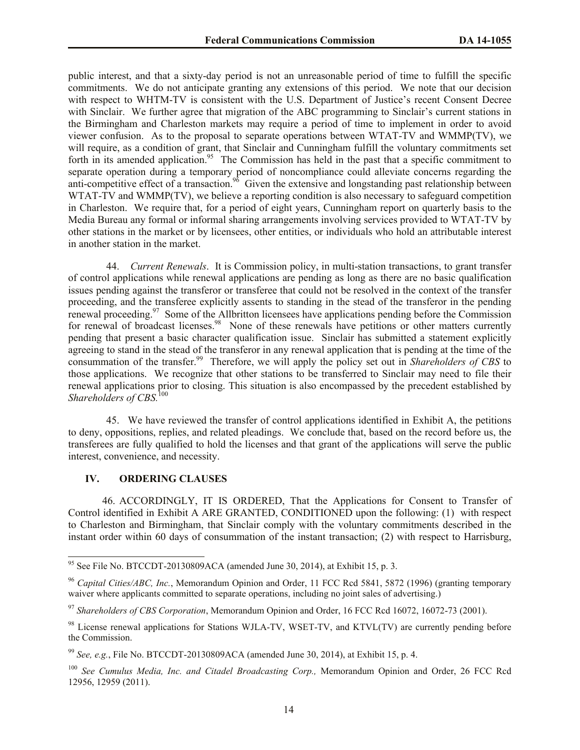public interest, and that a sixty-day period is not an unreasonable period of time to fulfill the specific commitments. We do not anticipate granting any extensions of this period. We note that our decision with respect to WHTM-TV is consistent with the U.S. Department of Justice's recent Consent Decree with Sinclair. We further agree that migration of the ABC programming to Sinclair's current stations in the Birmingham and Charleston markets may require a period of time to implement in order to avoid viewer confusion. As to the proposal to separate operations between WTAT-TV and WMMP(TV), we will require, as a condition of grant, that Sinclair and Cunningham fulfill the voluntary commitments set forth in its amended application.[95] The Commission has held in the past that a specific commitment to separate operation during a temporary period of noncompliance could alleviate concerns regarding the anti-competitive effect of a transaction.[96] Given the extensive and longstanding past relationship between WTAT-TV and WMMP(TV), we believe a reporting condition is also necessary to safeguard competition in Charleston. We require that, for a period of eight years, Cunningham report on quarterly basis to the Media Bureau any formal or informal sharing arrangements involving services provided to WTAT-TV by other stations in the market or by licensees, other entities, or individuals who hold an attributable interest in another station in the market.

44. *Current Renewals*. It is Commission policy, in multi-station transactions, to grant transfer of control applications while renewal applications are pending as long as there are no basic qualification issues pending against the transferor or transferee that could not be resolved in the context of the transfer proceeding, and the transferee explicitly assents to standing in the stead of the transferor in the pending renewal proceeding.[97] Some of the Allbritton licensees have applications pending before the Commission for renewal of broadcast licenses.[98] None of these renewals have petitions or other matters currently pending that present a basic character qualification issue. Sinclair has submitted a statement explicitly agreeing to stand in the stead of the transferor in any renewal application that is pending at the time of the consummation of the transfer.[99] Therefore, we will apply the policy set out in *Shareholders of CBS* to those applications. We recognize that other stations to be transferred to Sinclair may need to file their renewal applications prior to closing. This situation is also encompassed by the precedent established by *Shareholders of CBS*.[100]

45. We have reviewed the transfer of control applications identified in Exhibit A, the petitions to deny, oppositions, replies, and related pleadings. We conclude that, based on the record before us, the transferees are fully qualified to hold the licenses and that grant of the applications will serve the public interest, convenience, and necessity.

## IV. ORDERING CLAUSES

46. ACCORDINGLY, IT IS ORDERED, That the Applications for Consent to Transfer of Control identified in Exhibit A ARE GRANTED, CONDITIONED upon the following: (1) with respect to Charleston and Birmingham, that Sinclair comply with the voluntary commitments described in the instant order within 60 days of consummation of the instant transaction; (2) with respect to Harrisburg,

---

[95] See File No. BTCCDT-20130809ACA (amended June 30, 2014), at Exhibit 15, p. 3.

[96] *Capital Cities/ABC, Inc.*, Memorandum Opinion and Order, 11 FCC Rcd 5841, 5872 (1996) (granting temporary waiver where applicants committed to separate operations, including no joint sales of advertising.)

[97] *Shareholders of CBS Corporation*, Memorandum Opinion and Order, 16 FCC Rcd 16072, 16072-73 (2001).

[98] License renewal applications for Stations WJLA-TV, WSET-TV, and KTVL(TV) are currently pending before the Commission.

[99] *See, e.g.*, File No. BTCCDT-20130809ACA (amended June 30, 2014), at Exhibit 15, p. 4.

[100] *See Cumulus Media, Inc. and Citadel Broadcasting Corp.,* Memorandum Opinion and Order, 26 FCC Rcd 12956, 12959 (2011).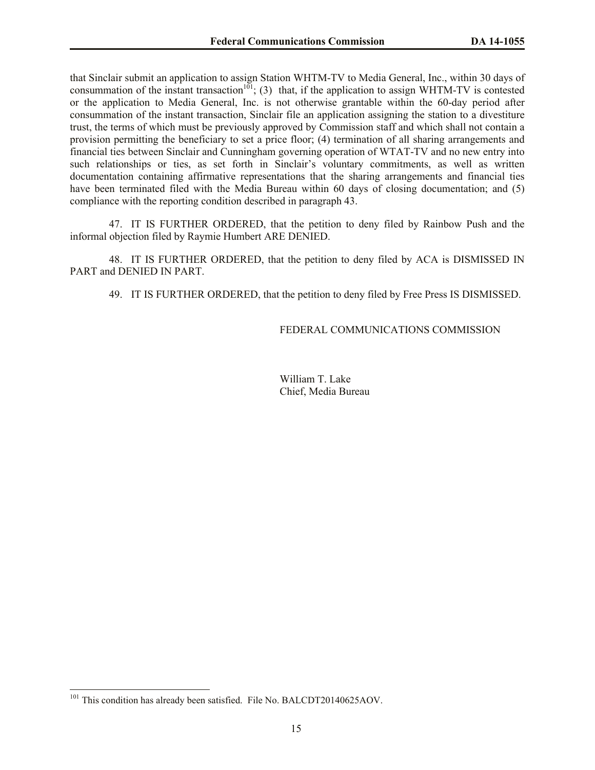that Sinclair submit an application to assign Station WHTM-TV to Media General, Inc., within 30 days of consummation of the instant transaction[101]; (3) that, if the application to assign WHTM-TV is contested or the application to Media General, Inc. is not otherwise grantable within the 60-day period after consummation of the instant transaction, Sinclair file an application assigning the station to a divestiture trust, the terms of which must be previously approved by Commission staff and which shall not contain a provision permitting the beneficiary to set a price floor; (4) termination of all sharing arrangements and financial ties between Sinclair and Cunningham governing operation of WTAT-TV and no new entry into such relationships or ties, as set forth in Sinclair's voluntary commitments, as well as written documentation containing affirmative representations that the sharing arrangements and financial ties have been terminated filed with the Media Bureau within 60 days of closing documentation; and (5) compliance with the reporting condition described in paragraph 43.

47. IT IS FURTHER ORDERED, that the petition to deny filed by Rainbow Push and the informal objection filed by Raymie Humbert ARE DENIED.

48. IT IS FURTHER ORDERED, that the petition to deny filed by ACA is DISMISSED IN PART and DENIED IN PART.

49. IT IS FURTHER ORDERED, that the petition to deny filed by Free Press IS DISMISSED.

FEDERAL COMMUNICATIONS COMMISSION

William T. Lake
Chief, Media Bureau

---

[101] This condition has already been satisfied. File No. BALCDT20140625AOV.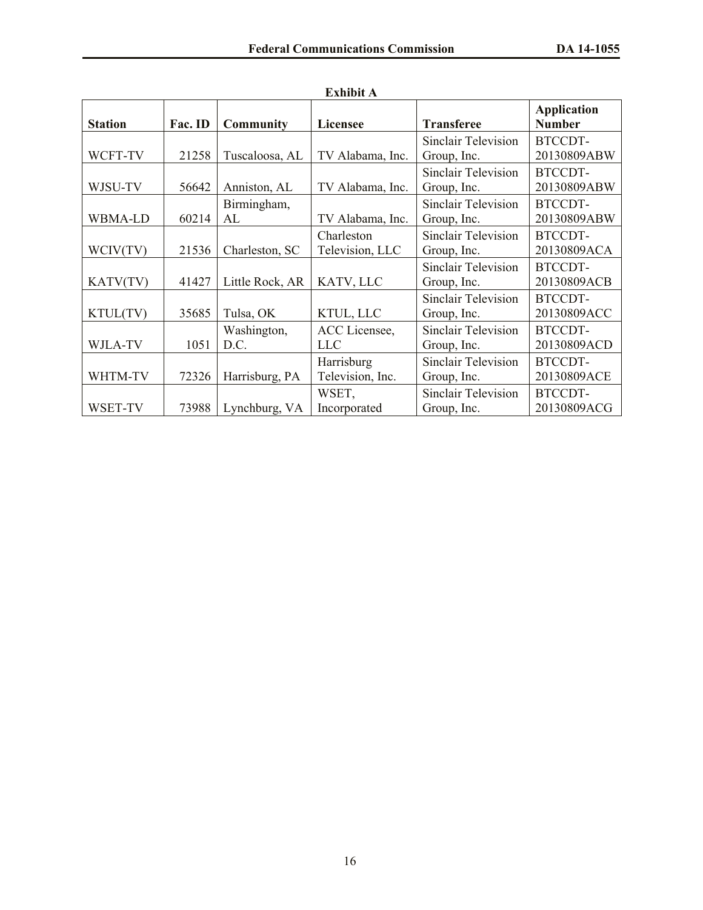**Exhibit A**

| Station | Fac. ID | Community | Licensee | Transferee | Application Number |
|---|---|---|---|---|---|
| WCFT-TV | 21258 | Tuscaloosa, AL | TV Alabama, Inc. | Sinclair Television Group, Inc. | BTCCDT-20130809ABW |
| WJSU-TV | 56642 | Anniston, AL | TV Alabama, Inc. | Sinclair Television Group, Inc. | BTCCDT-20130809ABW |
| WBMA-LD | 60214 | Birmingham, AL | TV Alabama, Inc. | Sinclair Television Group, Inc. | BTCCDT-20130809ABW |
| WCIV(TV) | 21536 | Charleston, SC | Charleston Television, LLC | Sinclair Television Group, Inc. | BTCCDT-20130809ACA |
| KATV(TV) | 41427 | Little Rock, AR | KATV, LLC | Sinclair Television Group, Inc. | BTCCDT-20130809ACB |
| KTUL(TV) | 35685 | Tulsa, OK | KTUL, LLC | Sinclair Television Group, Inc. | BTCCDT-20130809ACC |
| WJLA-TV | 1051 | Washington, D.C. | ACC Licensee, LLC | Sinclair Television Group, Inc. | BTCCDT-20130809ACD |
| WHTM-TV | 72326 | Harrisburg, PA | Harrisburg Television, Inc. | Sinclair Television Group, Inc. | BTCCDT-20130809ACE |
| WSET-TV | 73988 | Lynchburg, VA | WSET, Incorporated | Sinclair Television Group, Inc. | BTCCDT-20130809ACG |